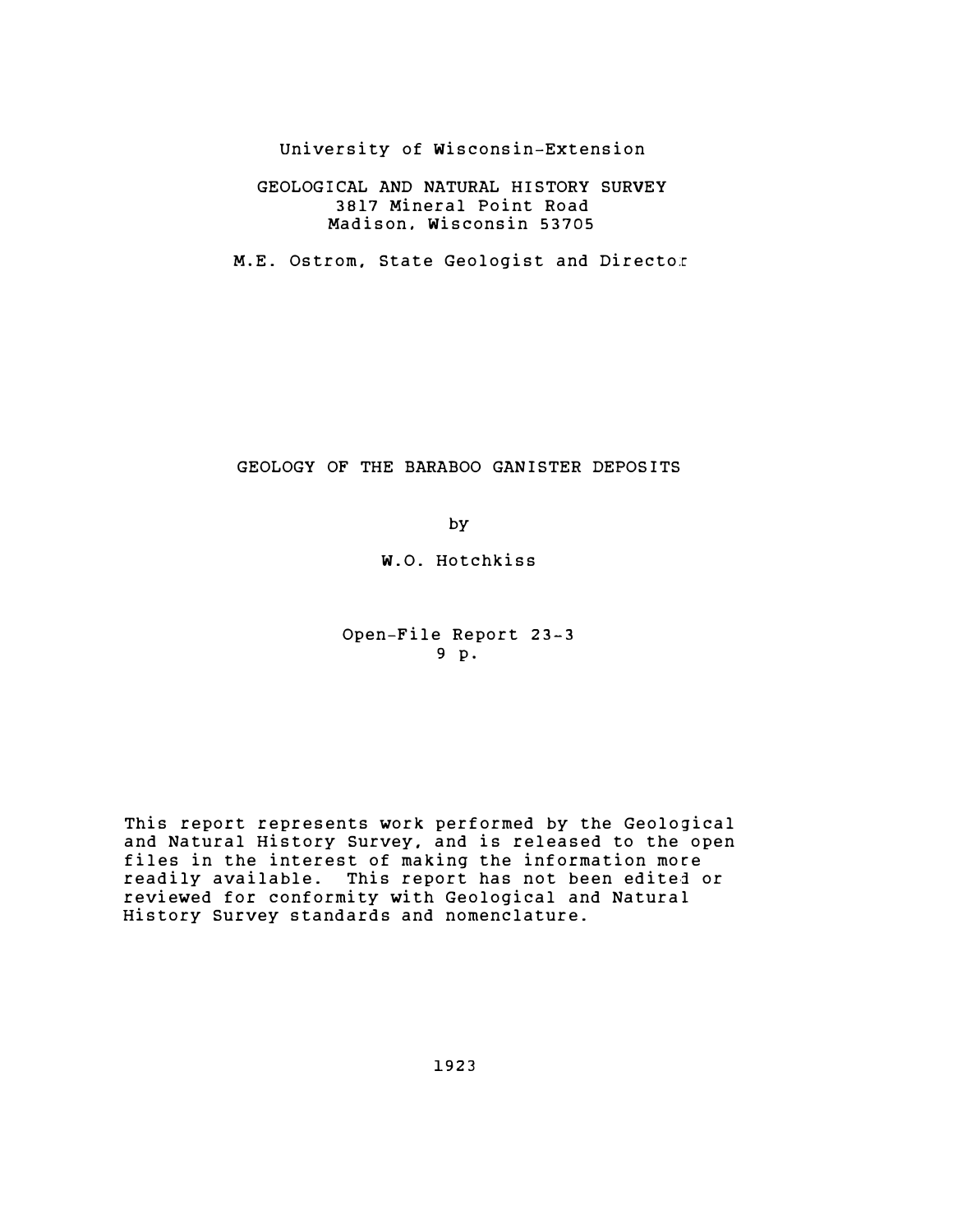University of Wisconsin-Extension

GEOLOGICAL AND NATURAL HISTORY SURVEY
3817 Mineral Point Road
Madison, Wisconsin 53705

M.E. Ostrom, State Geologist and Director

# GEOLOGY OF THE BARABOO GANISTER DEPOSITS

by

W.O. Hotchkiss

Open-File Report 23-3
9 p.

This report represents work performed by the Geological and Natural History Survey, and is released to the open files in the interest of making the information more readily available. This report has not been edited or reviewed for conformity with Geological and Natural History Survey standards and nomenclature.

1923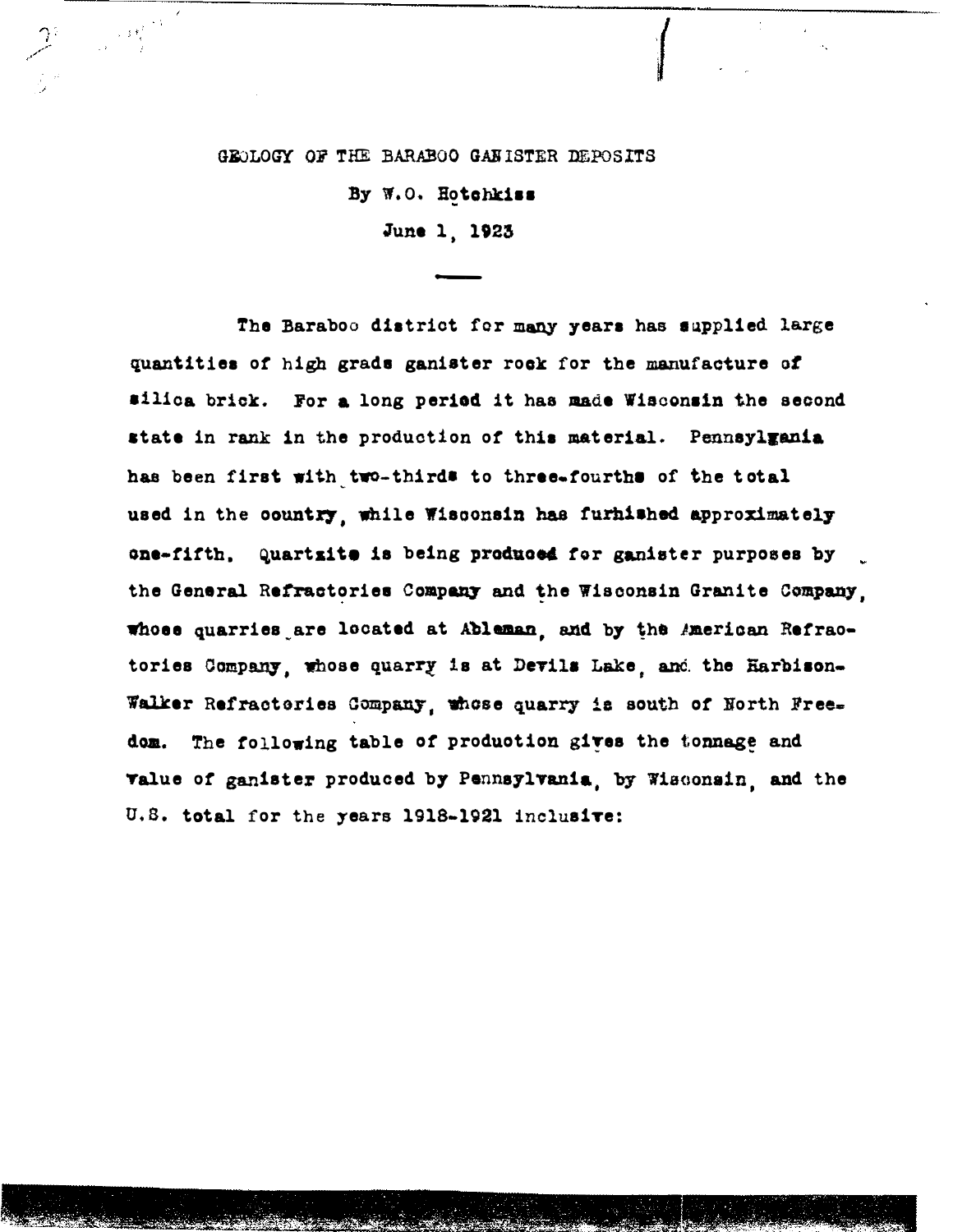# GEOLOGY OF THE BARABOO GANISTER DEPOSITS

By W.O. Hotchkiss

June 1, 1923

---

The Baraboo district for many years has supplied large quantities of high grade ganister rock for the manufacture of silica brick. For a long period it has made Wisconsin the second state in rank in the production of this material. Pennsylvania has been first with two-thirds to three-fourths of the total used in the country, while Wisconsin has furnished approximately one-fifth. Quartzite is being produced for ganister purposes by the General Refractories Company and the Wisconsin Granite Company, whose quarries are located at Ableman, and by the American Refractories Company, whose quarry is at Devils Lake, and the Harbison-Walker Refractories Company, whose quarry is south of North Freedom. The following table of production gives the tonnage and value of ganister produced by Pennsylvania, by Wisconsin, and the U.S. total for the years 1918-1921 inclusive: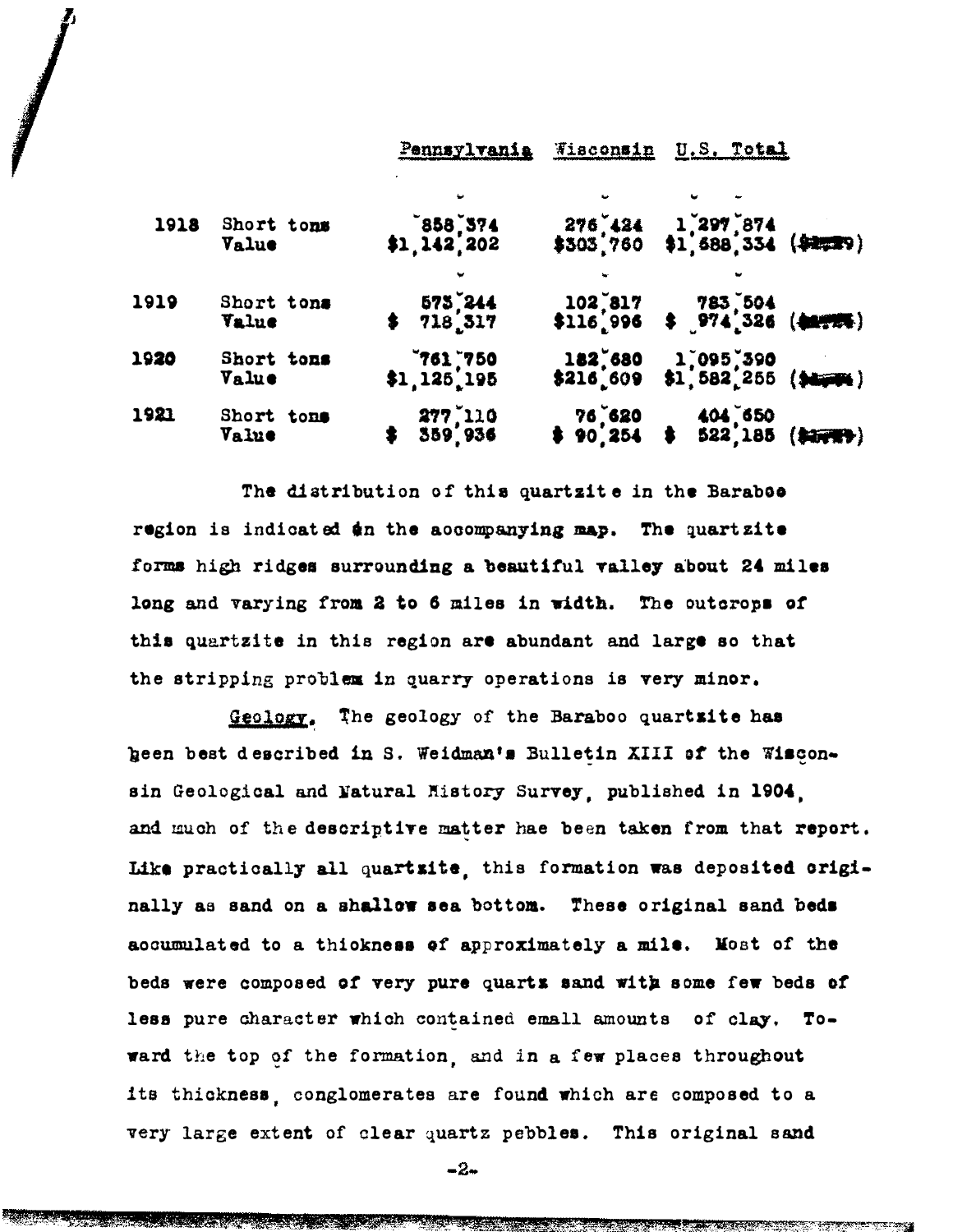| | | Pennsylvania | Wisconsin | U.S. Total | |
|---|---|---|---|---|---|
| 1918 | Short tons | 858,374 | 276,424 | 1,297,874 | |
| | Value | $1,142,202 | $303,760 | $1,688,334 | (████) |
| 1919 | Short tons | 573,244 | 102,817 | 783,504 | |
| | Value | $ 718,317 | $116,996 | $ 974,326 | (████) |
| 1920 | Short tons | 761,750 | 182,680 | 1,095,390 | |
| | Value | $1,125,195 | $216,609 | $1,582,255 | (████) |
| 1921 | Short tons | 277,110 | 76,620 | 404,650 | |
| | Value | $ 359,936 | $ 90,254 | $ 522,185 | (████) |

The distribution of this quartzite in the Baraboo region is indicated in the accompanying map. The quartzite forms high ridges surrounding a beautiful valley about 24 miles long and varying from 2 to 6 miles in width. The outcrops of this quartzite in this region are abundant and large so that the stripping problem in quarry operations is very minor.

Geology. The geology of the Baraboo quartzite has been best described in S. Weidman's Bulletin XIII of the Wisconsin Geological and Natural History Survey, published in 1904, and much of the descriptive matter hae been taken from that report. Like practically all quartzite, this formation was deposited originally as sand on a shallow sea bottom. These original sand beds accumulated to a thickness of approximately a mile. Most of the beds were composed of very pure quartz sand with some few beds of less pure character which contained small amounts of clay. Toward the top of the formation, and in a few places throughout its thickness, conglomerates are found which are composed to a very large extent of clear quartz pebbles. This original sand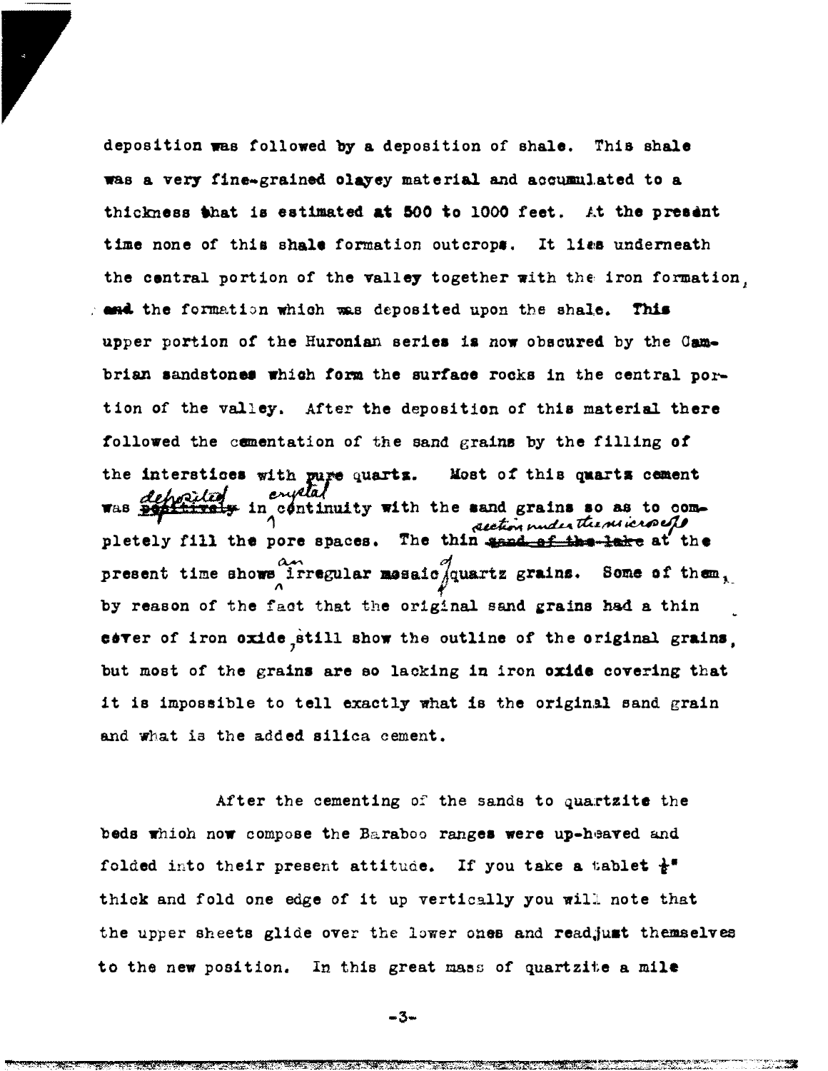deposition was followed by a deposition of shale. This shale was a very fine-grained clayey material and accumulated to a thickness that is estimated at 500 to 1000 feet. At the present time none of this shale formation outcrops. It lies underneath the central portion of the valley together with the iron formation, and the formation which was deposited upon the shale. This upper portion of the Huronian series is now obscured by the Cambrian sandstones which form the surface rocks in the central portion of the valley. After the deposition of this material there followed the cementation of the sand grains by the filling of the interstices with pure quartz. Most of this quartz cement was deposited in crystal continuity with the sand grains so as to completely fill the pore spaces. The thin section under the microscope at the present time shows an irregular mosaic of quartz grains. Some of them, by reason of the fact that the original sand grains had a thin cover of iron oxide, still show the outline of the original grains, but most of the grains are so lacking in iron oxide covering that it is impossible to tell exactly what is the original sand grain and what is the added silica cement.

After the cementing of the sands to quartzite the beds which now compose the Baraboo ranges were up-heaved and folded into their present attitude. If you take a tablet ½" thick and fold one edge of it up vertically you will note that the upper sheets glide over the lower ones and readjust themselves to the new position. In this great mass of quartzite a mile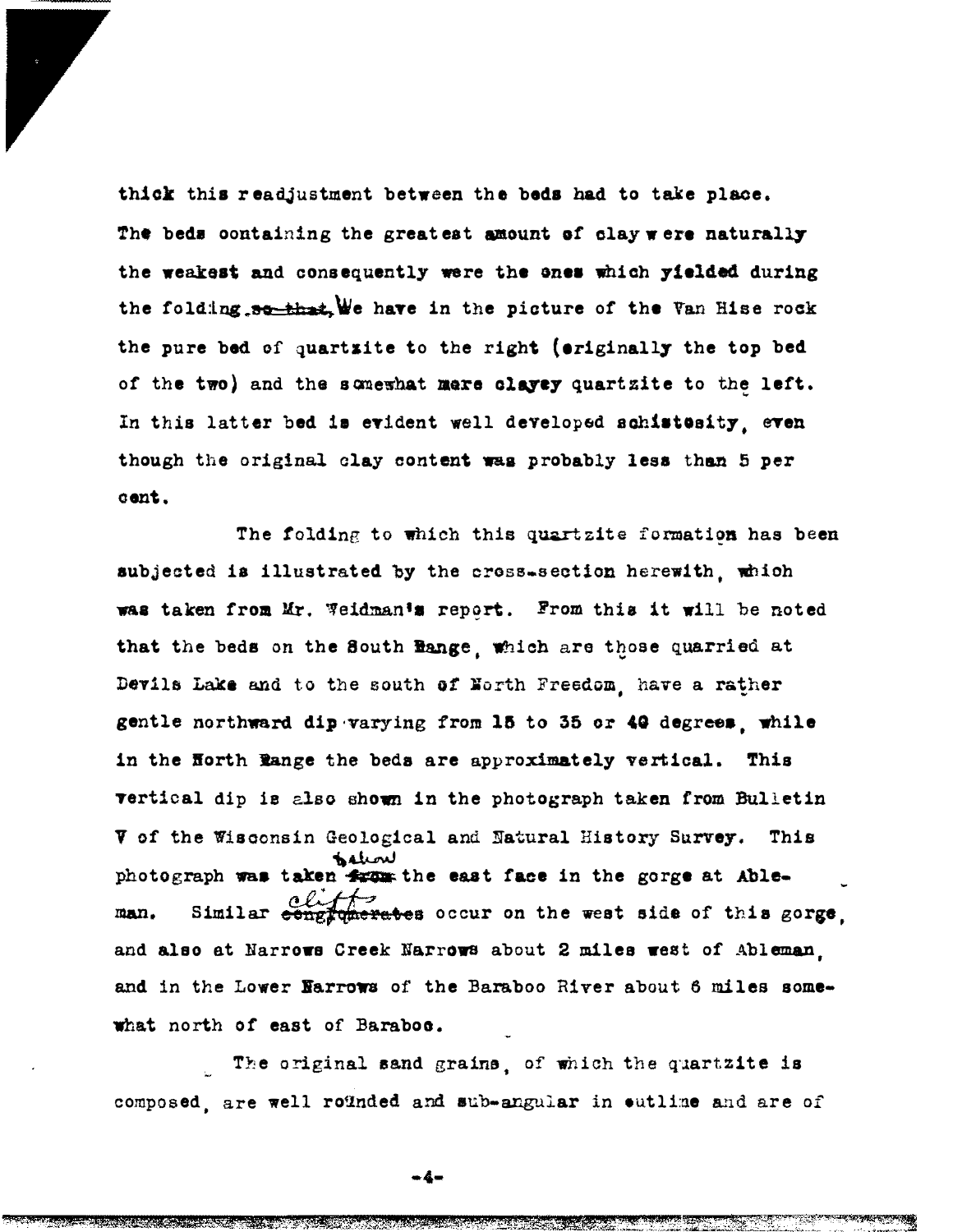thick this readjustment between the beds had to take place. The beds containing the greatest amount of clay were naturally the weakest and consequently were the ones which yielded during the folding. We have in the picture of the Van Hise rock the pure bed of quartzite to the right (originally the top bed of the two) and the somewhat more clayey quartzite to the left. In this latter bed is evident well developed schistosity, even though the original clay content was probably less than 5 per cent.

The folding to which this quartzite formation has been subjected is illustrated by the cross-section herewith, which was taken from Mr. Weidman's report. From this it will be noted that the beds on the South Range, which are those quarried at Devils Lake and to the south of North Freedom, have a rather gentle northward dip varying from 15 to 35 or 40 degrees, while in the North Range the beds are approximately vertical. This vertical dip is also shown in the photograph taken from Bulletin V of the Wisconsin Geological and Natural History Survey. This photograph was taken below the east face in the gorge at Ableman. Similar cliffs occur on the west side of this gorge, and also at Narrows Creek Narrows about 2 miles west of Ableman, and in the Lower Narrows of the Baraboo River about 6 miles somewhat north of east of Baraboo.

The original sand grains, of which the quartzite is composed, are well rounded and sub-angular in outline and are of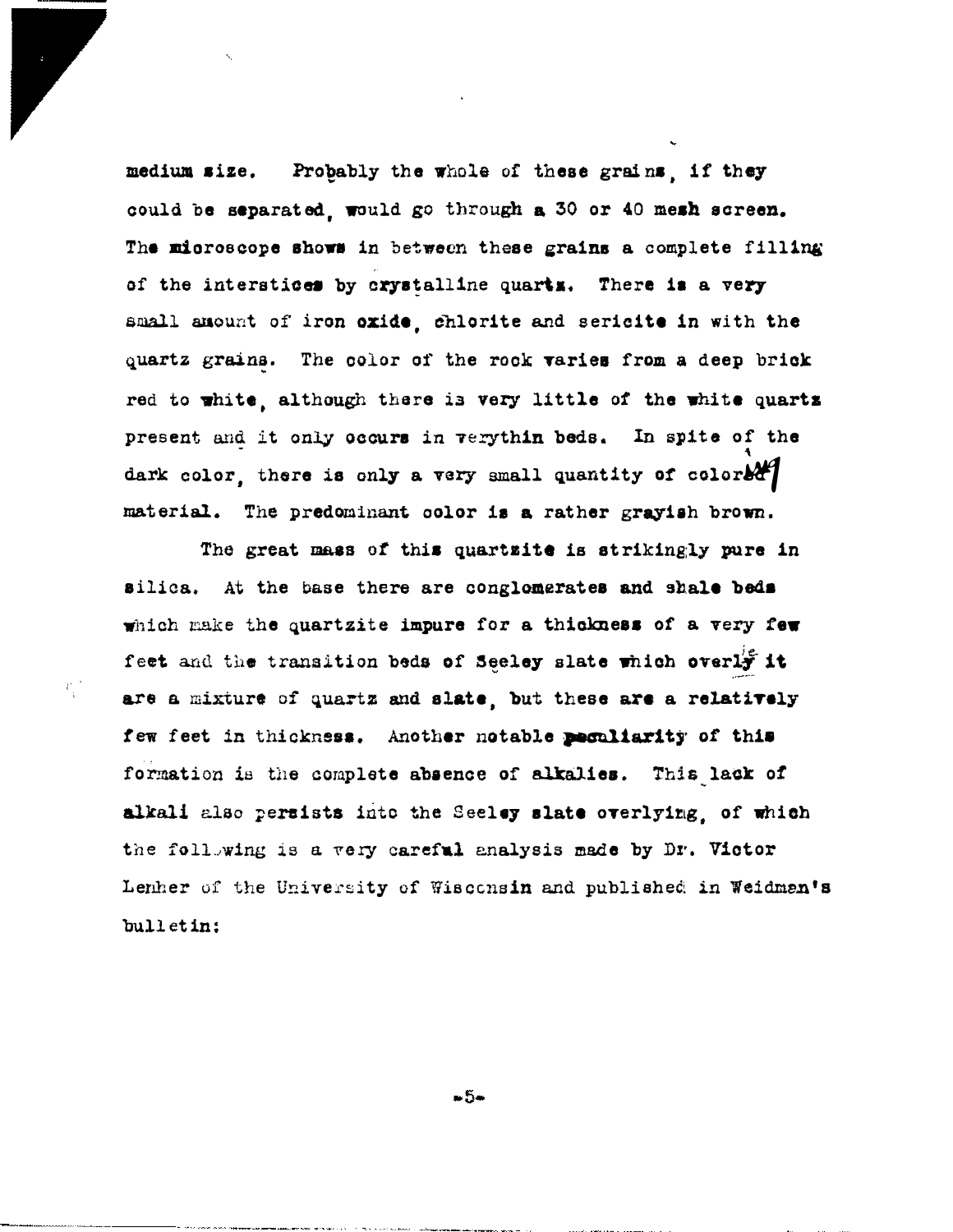medium size. Probably the whole of these grains, if they could be separated, would go through a 30 or 40 mesh screen. The microscope shows in between these grains a complete filling of the interstices by crystalline quartz. There is a very small amount of iron oxide, chlorite and sericite in with the quartz grains. The color of the rock varies from a deep brick red to white, although there is very little of the white quartz present and it only occurs in verythin beds. In spite of the dark color, there is only a very small quantity of colored material. The predominant color is a rather grayish brown.

The great mass of this quartzite is strikingly pure in silica. At the base there are conglomerates and shale beds which make the quartzite impure for a thickness of a very few feet and the transition beds of Seeley slate which overlie it are a mixture of quartz and slate, but these are a relatively few feet in thickness. Another notable peculiarity of this formation is the complete absence of alkalies. This lack of alkali also persists into the Seeley slate overlying, of which the following is a very careful analysis made by Dr. Victor Lenher of the University of Wisconsin and published in Weidman's bulletin: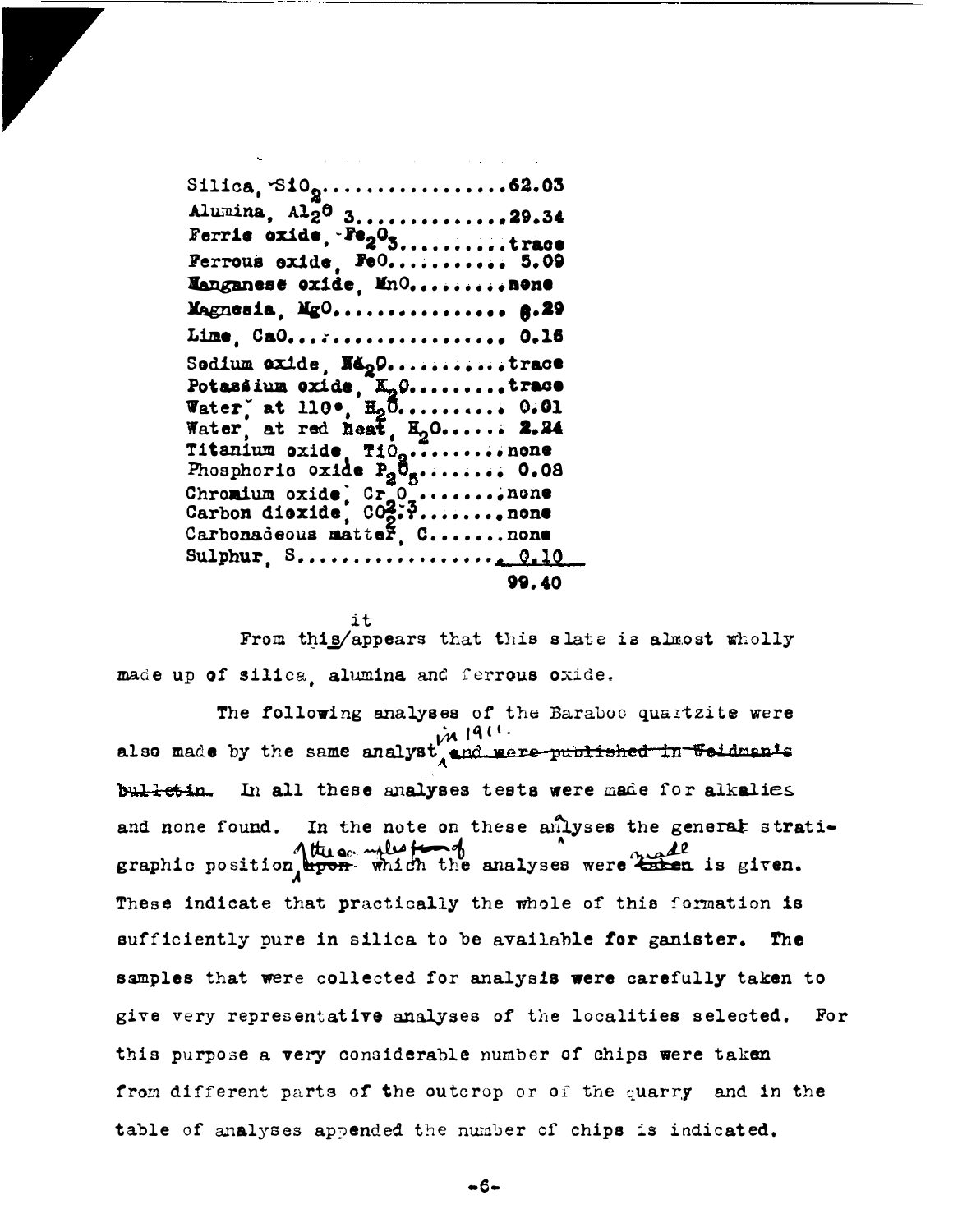| | |
|---|---|
| Silica, $SiO_2$ | 62.03 |
| Alumina, $Al_2O_3$ | 29.34 |
| Ferric oxide, $Fe_2O_3$ | trace |
| Ferrous oxide, $FeO$ | 5.09 |
| Manganese oxide, $MnO$ | none |
| Magnesia, $MgO$ | 0.29 |
| Lime, $CaO$ | 0.16 |
| Sodium oxide, $Na_2O$ | trace |
| Potassium oxide, $K_2O$ | trace |
| Water, at 110°, $H_2O$ | 0.01 |
| Water, at red heat, $H_2O$ | 2.24 |
| Titanium oxide, $TiO_2$ | none |
| Phosphoric oxide $P_2O_5$ | 0.08 |
| Chromium oxide, $Cr_2O_3$ | none |
| Carbon dioxide, $CO_2$ | none |
| Carbonaceous matter, C | none |
| Sulphur, S | 0.10 |
| | 99.40 |

From this it appears that this slate is almost wholly made up of silica, alumina and ferrous oxide.

The following analyses of the Baraboo quartzite were also made by the same analyst in 1911. In all these analyses tests were made for alkalies and none found. In the note on these analyses the general stratigraphic position of the samples from which the analyses were made is given. These indicate that practically the whole of this formation is sufficiently pure in silica to be available for ganister. The samples that were collected for analysis were carefully taken to give very representative analyses of the localities selected. For this purpose a very considerable number of chips were taken from different parts of the outcrop or of the quarry and in the table of analyses appended the number of chips is indicated.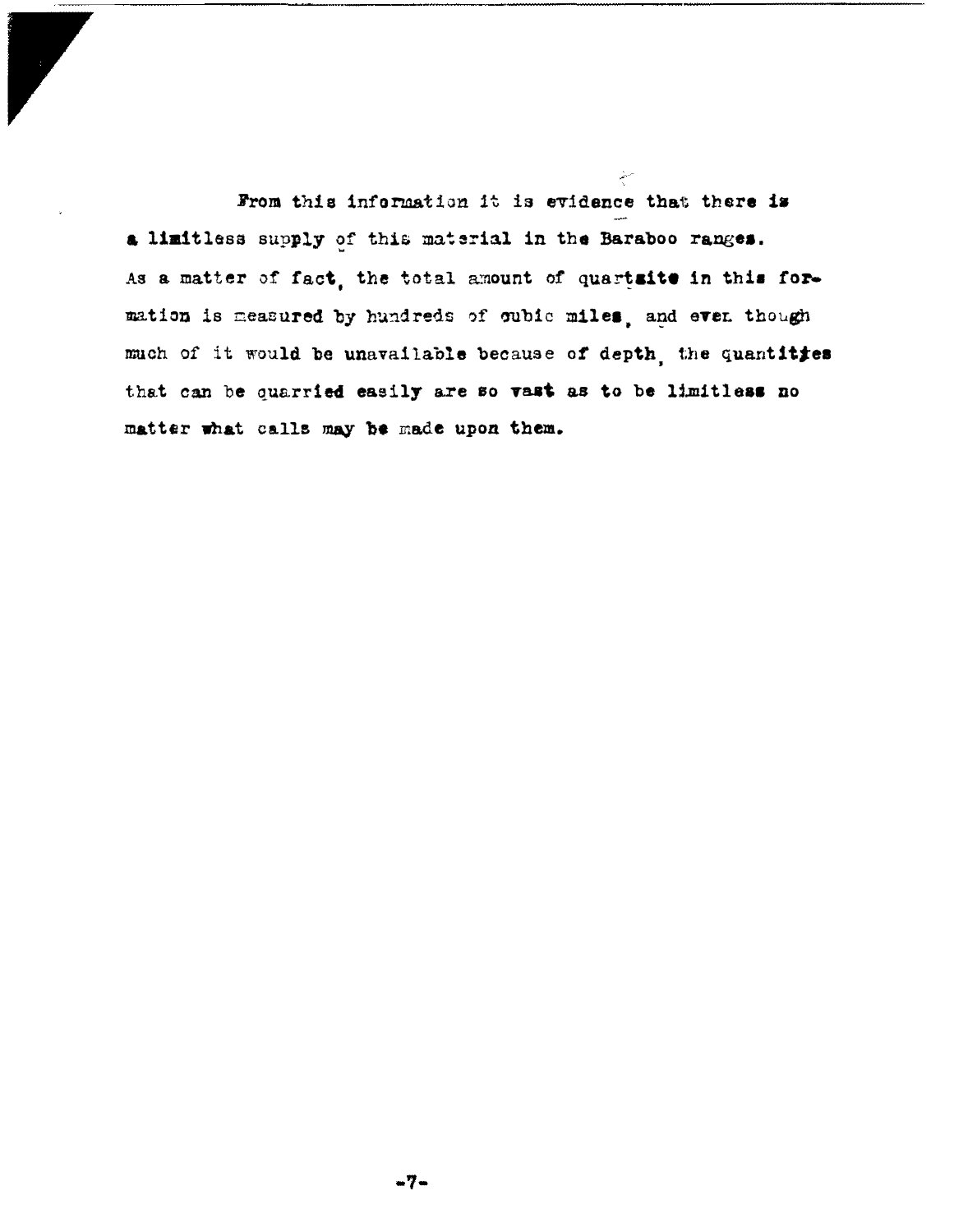From this information it is evidence that there is a limitless supply of this material in the Baraboo ranges. As a matter of fact, the total amount of quartzite in this formation is measured by hundreds of cubic miles, and even though much of it would be unavailable because of depth, the quantities that can be quarried easily are so vast as to be limitless no matter what calls may be made upon them.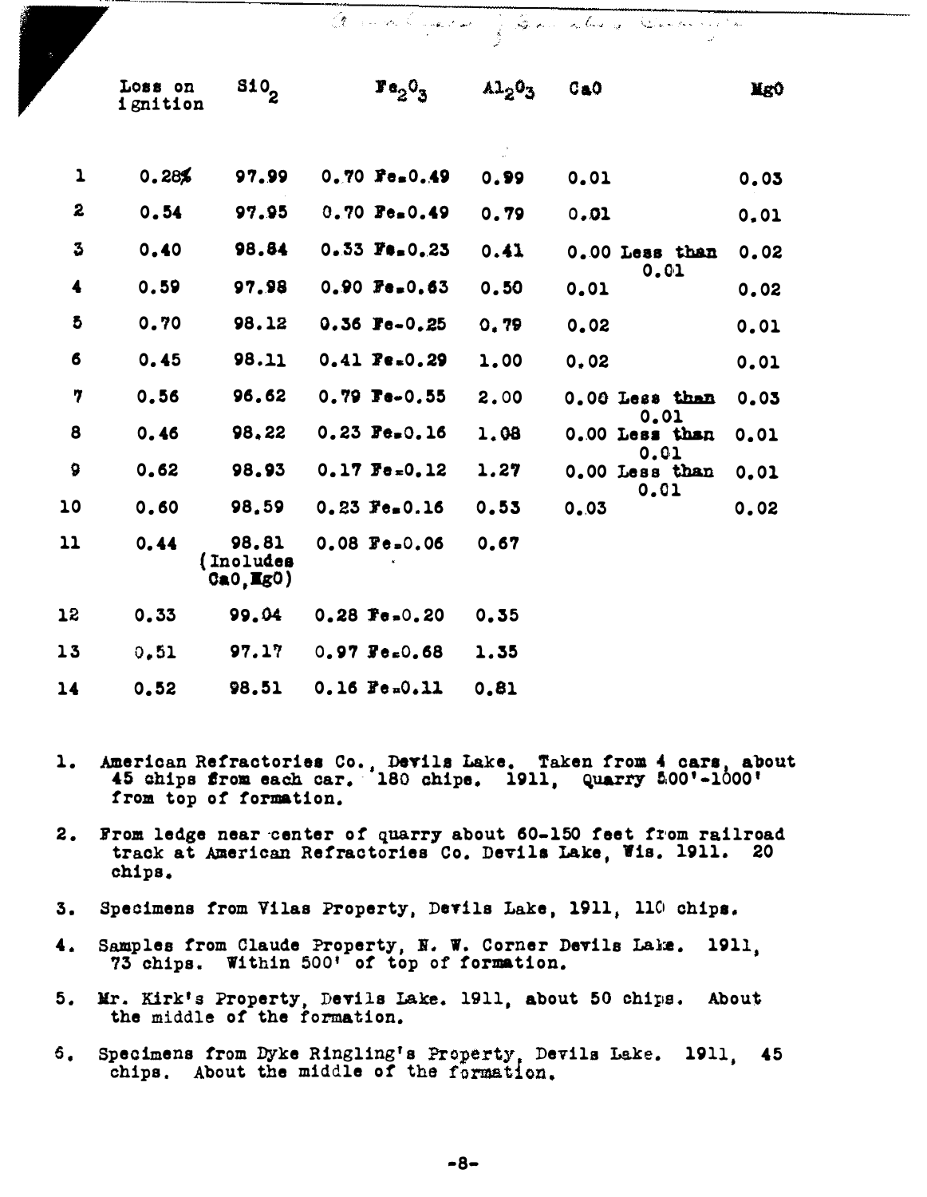| | Loss on ignition | $SiO_2$ | $Fe_2O_3$ | $Al_2O_3$ | CaO | MgO |
|---|---|---|---|---|---|---|
| 1 | 0.28% | 97.99 | 0.70 Fe=0.49 | 0.99 | 0.01 | 0.03 |
| 2 | 0.54 | 97.95 | 0.70 Fe=0.49 | 0.79 | 0.01 | 0.01 |
| 3 | 0.40 | 98.84 | 0.33 Fe=0.23 | 0.41 | 0.00 Less than 0.01 | 0.02 |
| 4 | 0.59 | 97.98 | 0.90 Fe=0.63 | 0.50 | 0.01 | 0.02 |
| 5 | 0.70 | 98.12 | 0.36 Fe-0.25 | 0.79 | 0.02 | 0.01 |
| 6 | 0.45 | 98.11 | 0.41 Fe=0.29 | 1.00 | 0.02 | 0.01 |
| 7 | 0.56 | 96.62 | 0.79 Fe-0.55 | 2.00 | 0.00 Less than 0.01 | 0.03 |
| 8 | 0.46 | 98.22 | 0.23 Fe=0.16 | 1.08 | 0.00 Less than 0.01 | 0.01 |
| 9 | 0.62 | 98.93 | 0.17 Fe=0.12 | 1.27 | 0.00 Less than 0.01 | 0.01 |
| 10 | 0.60 | 98.59 | 0.23 Fe=0.16 | 0.53 | 0.03 | 0.02 |
| 11 | 0.44 | 98.81 (Includes CaO, MgO) | 0.08 Fe=0.06 | 0.67 | | |
| 12 | 0.33 | 99.04 | 0.28 Fe=0.20 | 0.35 | | |
| 13 | 0.51 | 97.17 | 0.97 Fe=0.68 | 1.35 | | |
| 14 | 0.52 | 98.51 | 0.16 Fe=0.11 | 0.81 | | |

1. American Refractories Co., Devils Lake. Taken from 4 cars, about 45 chips from each car. 180 chips. 1911, Quarry 500'-1000' from top of formation.

2. From ledge near center of quarry about 60-150 feet from railroad track at American Refractories Co. Devils Lake, Wis. 1911. 20 chips.

3. Specimens from Vilas Property, Devils Lake, 1911, 110 chips.

4. Samples from Claude Property, N. W. Corner Devils Lake. 1911, 73 chips. Within 500' of top of formation.

5. Mr. Kirk's Property, Devils Lake. 1911, about 50 chips. About the middle of the formation.

6. Specimens from Dyke Ringling's Property, Devils Lake. 1911, 45 chips. About the middle of the formation.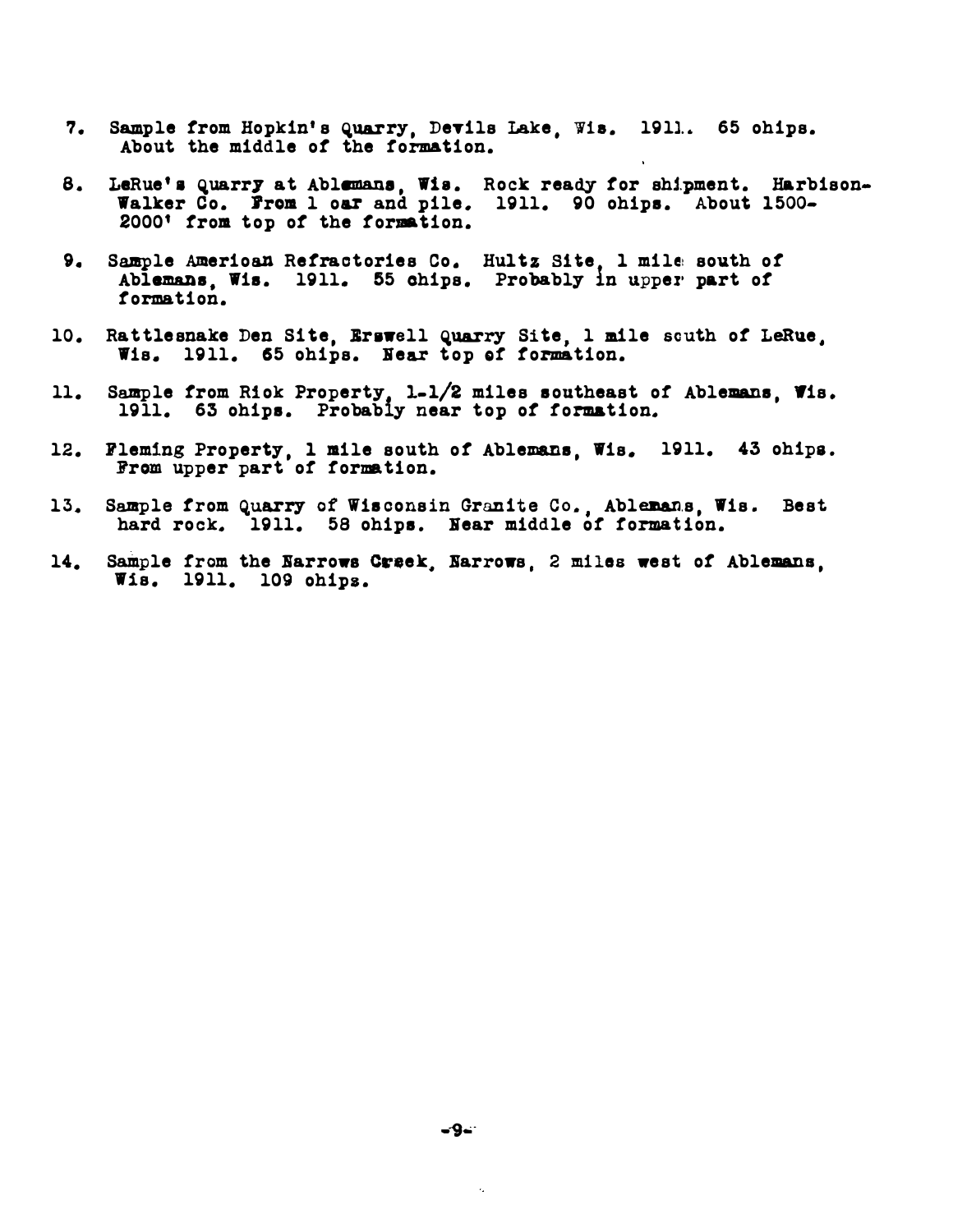7. Sample from Hopkin's Quarry, Devils Lake, Wis. 1911. 65 chips. About the middle of the formation.

8. LeRue's Quarry at Ablemans, Wis. Rock ready for shipment. Harbison-Walker Co. From 1 car and pile. 1911. 90 chips. About 1500-2000' from top of the formation.

9. Sample American Refractories Co. Hultz Site, 1 mile south of Ablemans, Wis. 1911. 55 chips. Probably in upper part of formation.

10. Rattlesnake Den Site, Erswell Quarry Site, 1 mile south of LeRue, Wis. 1911. 65 chips. Near top of formation.

11. Sample from Rick Property, 1-1/2 miles southeast of Ablemans, Wis. 1911. 63 chips. Probably near top of formation.

12. Fleming Property, 1 mile south of Ablemans, Wis. 1911. 43 chips. From upper part of formation.

13. Sample from Quarry of Wisconsin Granite Co., Ablemans, Wis. Best hard rock. 1911. 58 chips. Near middle of formation.

14. Sample from the Narrows Creek, Narrows, 2 miles west of Ablemans, Wis. 1911. 109 chips.